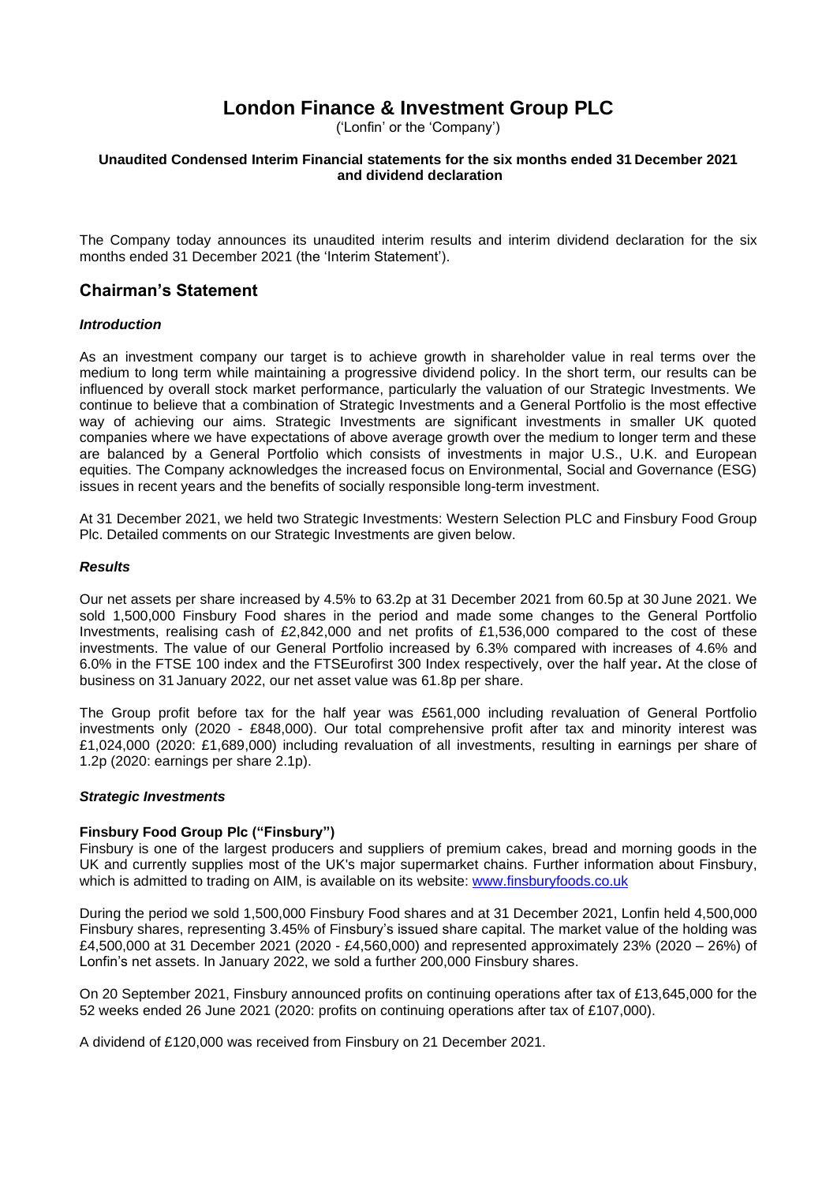# London Finance & Investment Group PLC

('Lonfin' or the 'Company')

**Unaudited Condensed Interim Financial statements for the six months ended 31 December 2021 and dividend declaration**

The Company today announces its unaudited interim results and interim dividend declaration for the six months ended 31 December 2021 (the 'Interim Statement').

## Chairman's Statement

### *Introduction*

As an investment company our target is to achieve growth in shareholder value in real terms over the medium to long term while maintaining a progressive dividend policy. In the short term, our results can be influenced by overall stock market performance, particularly the valuation of our Strategic Investments. We continue to believe that a combination of Strategic Investments and a General Portfolio is the most effective way of achieving our aims. Strategic Investments are significant investments in smaller UK quoted companies where we have expectations of above average growth over the medium to longer term and these are balanced by a General Portfolio which consists of investments in major U.S., U.K. and European equities. The Company acknowledges the increased focus on Environmental, Social and Governance (ESG) issues in recent years and the benefits of socially responsible long-term investment.

At 31 December 2021, we held two Strategic Investments: Western Selection PLC and Finsbury Food Group Plc. Detailed comments on our Strategic Investments are given below.

### *Results*

Our net assets per share increased by 4.5% to 63.2p at 31 December 2021 from 60.5p at 30 June 2021. We sold 1,500,000 Finsbury Food shares in the period and made some changes to the General Portfolio Investments, realising cash of £2,842,000 and net profits of £1,536,000 compared to the cost of these investments. The value of our General Portfolio increased by 6.3% compared with increases of 4.6% and 6.0% in the FTSE 100 index and the FTSEurofirst 300 Index respectively, over the half year**.** At the close of business on 31 January 2022, our net asset value was 61.8p per share.

The Group profit before tax for the half year was £561,000 including revaluation of General Portfolio investments only (2020 - £848,000). Our total comprehensive profit after tax and minority interest was £1,024,000 (2020: £1,689,000) including revaluation of all investments, resulting in earnings per share of 1.2p (2020: earnings per share 2.1p).

### *Strategic Investments*

**Finsbury Food Group Plc ("Finsbury")**

Finsbury is one of the largest producers and suppliers of premium cakes, bread and morning goods in the UK and currently supplies most of the UK's major supermarket chains. Further information about Finsbury, which is admitted to trading on AIM, is available on its website: www.finsburyfoods.co.uk

During the period we sold 1,500,000 Finsbury Food shares and at 31 December 2021, Lonfin held 4,500,000 Finsbury shares, representing 3.45% of Finsbury's issued share capital. The market value of the holding was £4,500,000 at 31 December 2021 (2020 - £4,560,000) and represented approximately 23% (2020 – 26%) of Lonfin's net assets. In January 2022, we sold a further 200,000 Finsbury shares.

On 20 September 2021, Finsbury announced profits on continuing operations after tax of £13,645,000 for the 52 weeks ended 26 June 2021 (2020: profits on continuing operations after tax of £107,000).

A dividend of £120,000 was received from Finsbury on 21 December 2021.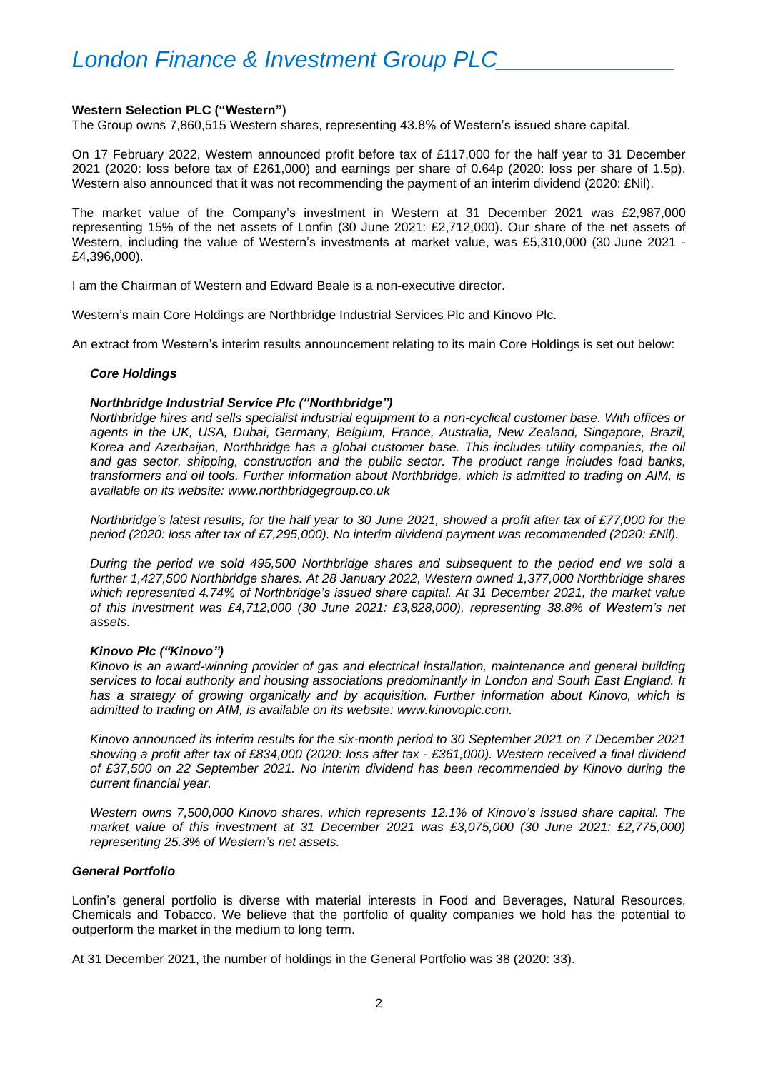**Western Selection PLC ("Western")**

The Group owns 7,860,515 Western shares, representing 43.8% of Western's issued share capital.

On 17 February 2022, Western announced profit before tax of £117,000 for the half year to 31 December 2021 (2020: loss before tax of £261,000) and earnings per share of 0.64p (2020: loss per share of 1.5p). Western also announced that it was not recommending the payment of an interim dividend (2020: £Nil).

The market value of the Company's investment in Western at 31 December 2021 was £2,987,000 representing 15% of the net assets of Lonfin (30 June 2021: £2,712,000). Our share of the net assets of Western, including the value of Western's investments at market value, was £5,310,000 (30 June 2021 - £4,396,000).

I am the Chairman of Western and Edward Beale is a non-executive director.

Western's main Core Holdings are Northbridge Industrial Services Plc and Kinovo Plc.

An extract from Western's interim results announcement relating to its main Core Holdings is set out below:

***Core Holdings***

***Northbridge Industrial Service Plc ("Northbridge")***

*Northbridge hires and sells specialist industrial equipment to a non-cyclical customer base. With offices or agents in the UK, USA, Dubai, Germany, Belgium, France, Australia, New Zealand, Singapore, Brazil, Korea and Azerbaijan, Northbridge has a global customer base. This includes utility companies, the oil and gas sector, shipping, construction and the public sector. The product range includes load banks, transformers and oil tools. Further information about Northbridge, which is admitted to trading on AIM, is available on its website: www.northbridgegroup.co.uk*

*Northbridge's latest results, for the half year to 30 June 2021, showed a profit after tax of £77,000 for the period (2020: loss after tax of £7,295,000). No interim dividend payment was recommended (2020: £Nil).*

*During the period we sold 495,500 Northbridge shares and subsequent to the period end we sold a further 1,427,500 Northbridge shares. At 28 January 2022, Western owned 1,377,000 Northbridge shares which represented 4.74% of Northbridge's issued share capital. At 31 December 2021, the market value of this investment was £4,712,000 (30 June 2021: £3,828,000), representing 38.8% of Western's net assets.*

***Kinovo Plc ("Kinovo")***

*Kinovo is an award-winning provider of gas and electrical installation, maintenance and general building services to local authority and housing associations predominantly in London and South East England. It has a strategy of growing organically and by acquisition. Further information about Kinovo, which is admitted to trading on AIM, is available on its website: www.kinovoplc.com.*

*Kinovo announced its interim results for the six-month period to 30 September 2021 on 7 December 2021 showing a profit after tax of £834,000 (2020: loss after tax - £361,000). Western received a final dividend of £37,500 on 22 September 2021. No interim dividend has been recommended by Kinovo during the current financial year.*

*Western owns 7,500,000 Kinovo shares, which represents 12.1% of Kinovo's issued share capital. The market value of this investment at 31 December 2021 was £3,075,000 (30 June 2021: £2,775,000) representing 25.3% of Western's net assets.*

***General Portfolio***

Lonfin's general portfolio is diverse with material interests in Food and Beverages, Natural Resources, Chemicals and Tobacco. We believe that the portfolio of quality companies we hold has the potential to outperform the market in the medium to long term.

At 31 December 2021, the number of holdings in the General Portfolio was 38 (2020: 33).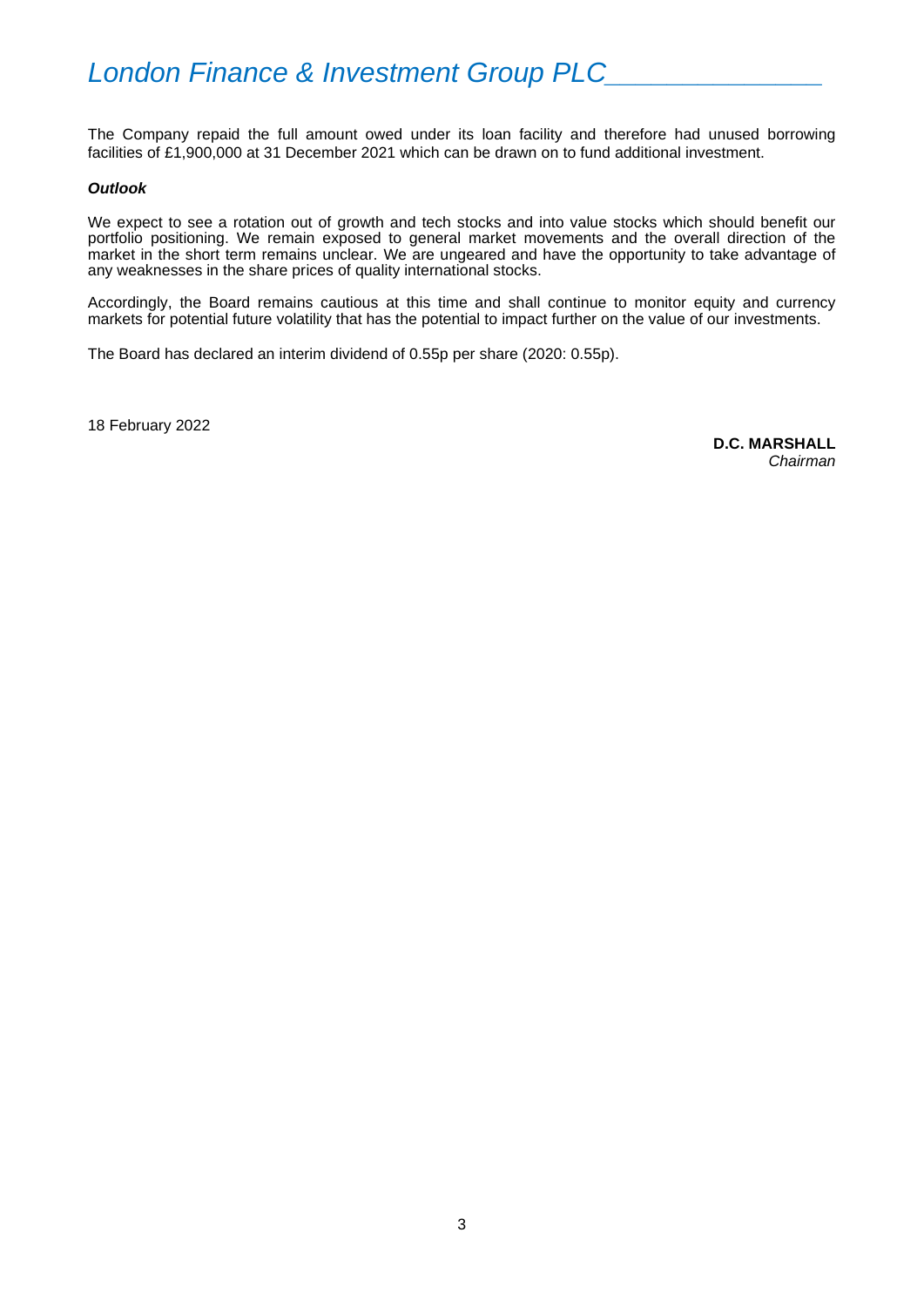The Company repaid the full amount owed under its loan facility and therefore had unused borrowing facilities of £1,900,000 at 31 December 2021 which can be drawn on to fund additional investment.

***Outlook***

We expect to see a rotation out of growth and tech stocks and into value stocks which should benefit our portfolio positioning. We remain exposed to general market movements and the overall direction of the market in the short term remains unclear. We are ungeared and have the opportunity to take advantage of any weaknesses in the share prices of quality international stocks.

Accordingly, the Board remains cautious at this time and shall continue to monitor equity and currency markets for potential future volatility that has the potential to impact further on the value of our investments.

The Board has declared an interim dividend of 0.55p per share (2020: 0.55p).

18 February 2022

**D.C. MARSHALL**
*Chairman*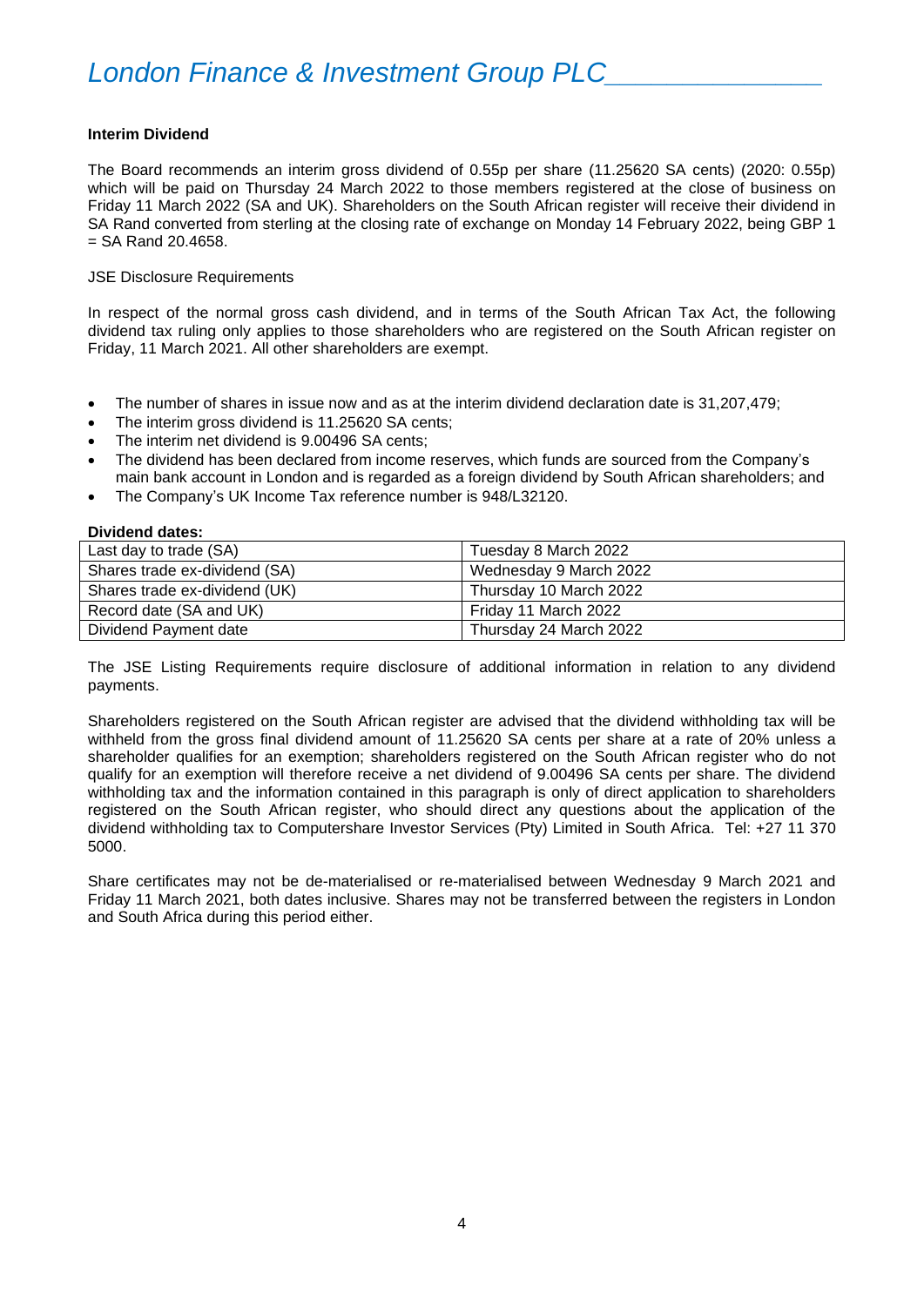**Interim Dividend**

The Board recommends an interim gross dividend of 0.55p per share (11.25620 SA cents) (2020: 0.55p) which will be paid on Thursday 24 March 2022 to those members registered at the close of business on Friday 11 March 2022 (SA and UK). Shareholders on the South African register will receive their dividend in SA Rand converted from sterling at the closing rate of exchange on Monday 14 February 2022, being GBP 1 = SA Rand 20.4658.

JSE Disclosure Requirements

In respect of the normal gross cash dividend, and in terms of the South African Tax Act, the following dividend tax ruling only applies to those shareholders who are registered on the South African register on Friday, 11 March 2021. All other shareholders are exempt.

- The number of shares in issue now and as at the interim dividend declaration date is 31,207,479;
- The interim gross dividend is 11.25620 SA cents;
- The interim net dividend is 9.00496 SA cents;
- The dividend has been declared from income reserves, which funds are sourced from the Company's main bank account in London and is regarded as a foreign dividend by South African shareholders; and
- The Company's UK Income Tax reference number is 948/L32120.

**Dividend dates:**

| | |
|---|---|
| Last day to trade (SA) | Tuesday 8 March 2022 |
| Shares trade ex-dividend (SA) | Wednesday 9 March 2022 |
| Shares trade ex-dividend (UK) | Thursday 10 March 2022 |
| Record date (SA and UK) | Friday 11 March 2022 |
| Dividend Payment date | Thursday 24 March 2022 |

The JSE Listing Requirements require disclosure of additional information in relation to any dividend payments.

Shareholders registered on the South African register are advised that the dividend withholding tax will be withheld from the gross final dividend amount of 11.25620 SA cents per share at a rate of 20% unless a shareholder qualifies for an exemption; shareholders registered on the South African register who do not qualify for an exemption will therefore receive a net dividend of 9.00496 SA cents per share. The dividend withholding tax and the information contained in this paragraph is only of direct application to shareholders registered on the South African register, who should direct any questions about the application of the dividend withholding tax to Computershare Investor Services (Pty) Limited in South Africa. Tel: +27 11 370 5000.

Share certificates may not be de-materialised or re-materialised between Wednesday 9 March 2021 and Friday 11 March 2021, both dates inclusive. Shares may not be transferred between the registers in London and South Africa during this period either.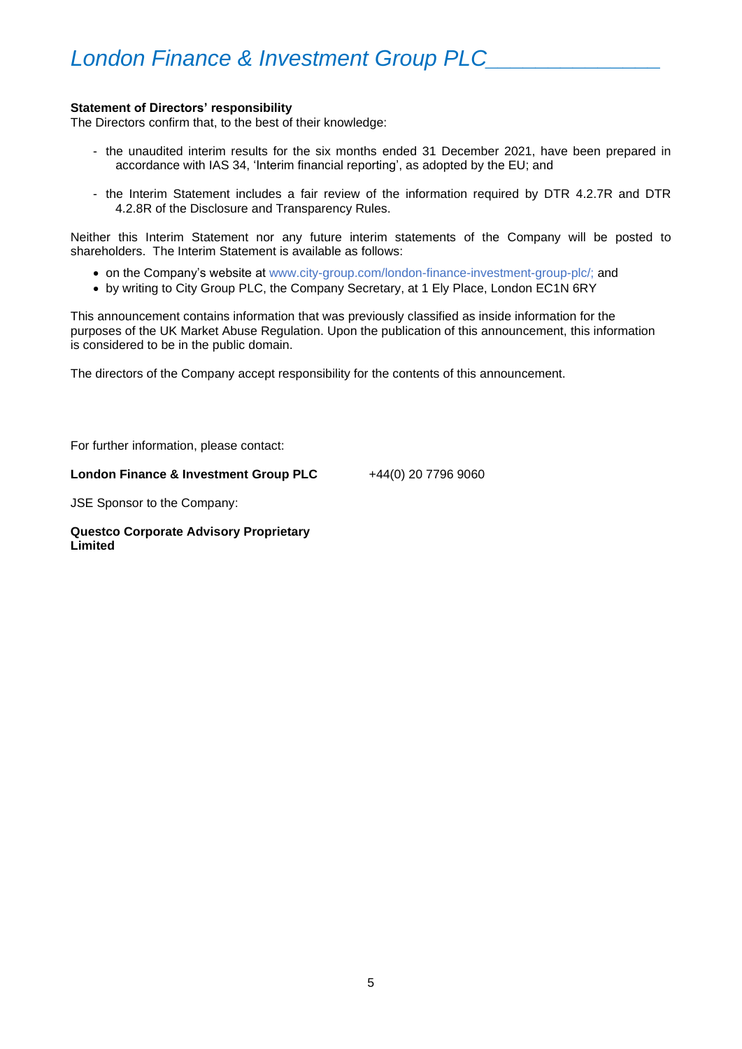**Statement of Directors' responsibility**

The Directors confirm that, to the best of their knowledge:

- the unaudited interim results for the six months ended 31 December 2021, have been prepared in accordance with IAS 34, 'Interim financial reporting', as adopted by the EU; and
- the Interim Statement includes a fair review of the information required by DTR 4.2.7R and DTR 4.2.8R of the Disclosure and Transparency Rules.

Neither this Interim Statement nor any future interim statements of the Company will be posted to shareholders. The Interim Statement is available as follows:

- on the Company's website at www.city-group.com/london-finance-investment-group-plc/; and
- by writing to City Group PLC, the Company Secretary, at 1 Ely Place, London EC1N 6RY

This announcement contains information that was previously classified as inside information for the purposes of the UK Market Abuse Regulation. Upon the publication of this announcement, this information is considered to be in the public domain.

The directors of the Company accept responsibility for the contents of this announcement.

For further information, please contact:

**London Finance & Investment Group PLC** +44(0) 20 7796 9060

JSE Sponsor to the Company:

**Questco Corporate Advisory Proprietary Limited**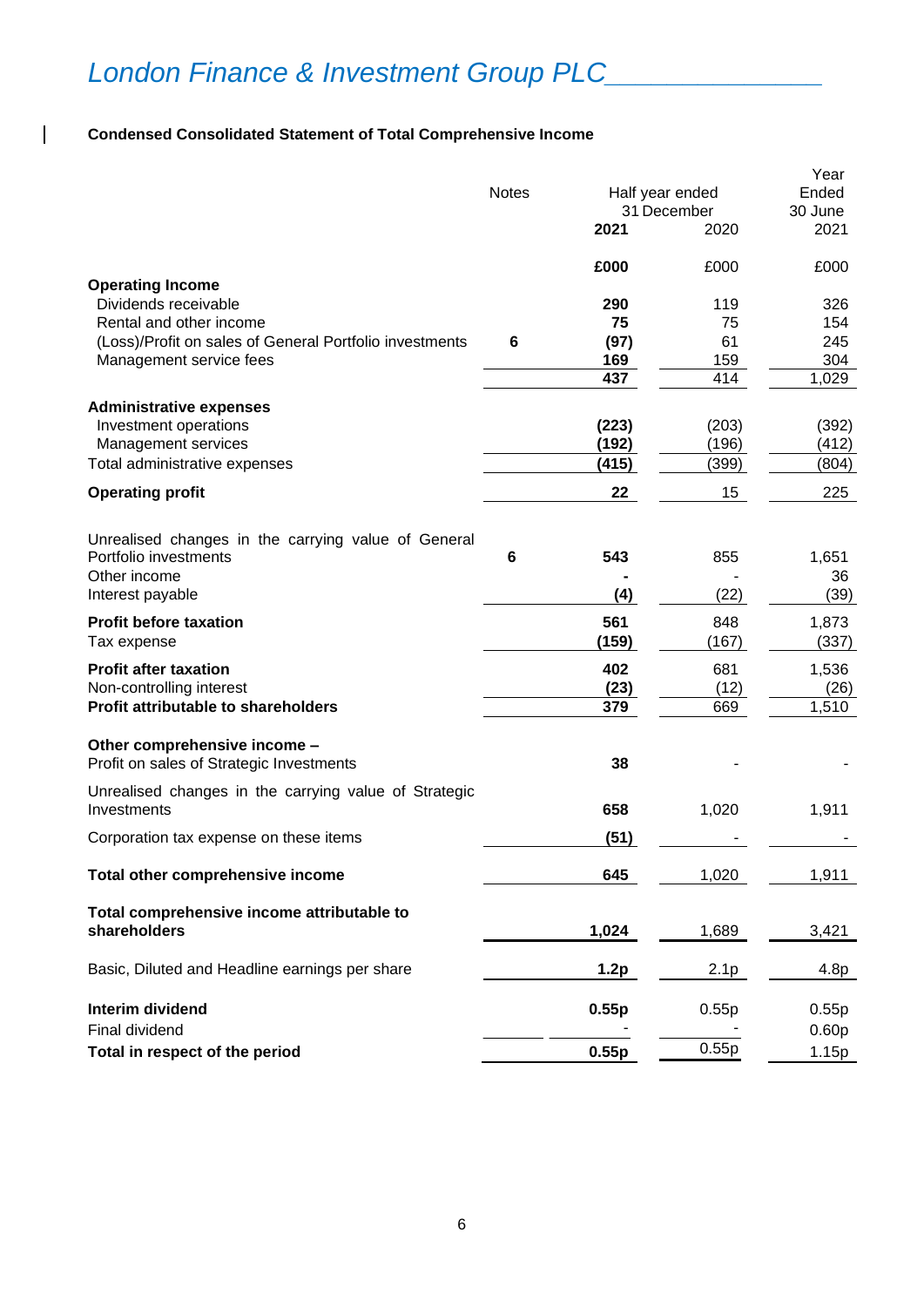# London Finance & Investment Group PLC

**Condensed Consolidated Statement of Total Comprehensive Income**

| | Notes | Half year ended 31 December 2021 | Half year ended 31 December 2020 | Year Ended 30 June 2021 |
|---|---|---|---|---|
| | | **£000** | £000 | £000 |
| **Operating Income** | | | | |
| Dividends receivable | | **290** | 119 | 326 |
| Rental and other income | | **75** | 75 | 154 |
| (Loss)/Profit on sales of General Portfolio investments | **6** | **(97)** | 61 | 245 |
| Management service fees | | **169** | 159 | 304 |
| | | **437** | 414 | 1,029 |
| **Administrative expenses** | | | | |
| Investment operations | | **(223)** | (203) | (392) |
| Management services | | **(192)** | (196) | (412) |
| Total administrative expenses | | **(415)** | (399) | (804) |
| **Operating profit** | | **22** | 15 | 225 |
| Unrealised changes in the carrying value of General Portfolio investments | **6** | **543** | 855 | 1,651 |
| Other income | | **-** | - | 36 |
| Interest payable | | **(4)** | (22) | (39) |
| **Profit before taxation** | | **561** | 848 | 1,873 |
| Tax expense | | **(159)** | (167) | (337) |
| **Profit after taxation** | | **402** | 681 | 1,536 |
| Non-controlling interest | | **(23)** | (12) | (26) |
| **Profit attributable to shareholders** | | **379** | 669 | 1,510 |
| **Other comprehensive income –** | | | | |
| Profit on sales of Strategic Investments | | **38** | - | - |
| Unrealised changes in the carrying value of Strategic Investments | | **658** | 1,020 | 1,911 |
| Corporation tax expense on these items | | **(51)** | - | - |
| **Total other comprehensive income** | | **645** | 1,020 | 1,911 |
| **Total comprehensive income attributable to shareholders** | | **1,024** | 1,689 | 3,421 |
| Basic, Diluted and Headline earnings per share | | **1.2p** | 2.1p | 4.8p |
| **Interim dividend** | | **0.55p** | 0.55p | 0.55p |
| Final dividend | | - | - | 0.60p |
| **Total in respect of the period** | | **0.55p** | 0.55p | 1.15p |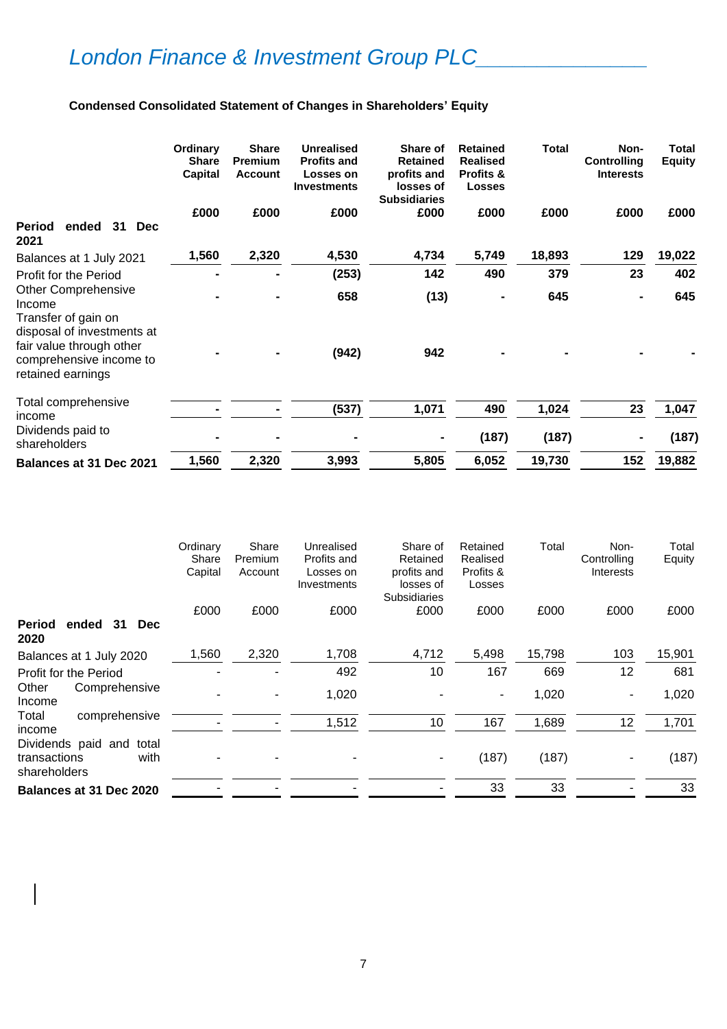# *London Finance & Investment Group PLC*

**Condensed Consolidated Statement of Changes in Shareholders' Equity**

| | Ordinary Share Capital | Share Premium Account | Unrealised Profits and Losses on Investments | Share of Retained profits and losses of Subsidiaries | Retained Realised Profits & Losses | Total | Non-Controlling Interests | Total Equity |
|---|---|---|---|---|---|---|---|---|
| **Period ended 31 Dec 2021** | **£000** | **£000** | **£000** | **£000** | **£000** | **£000** | **£000** | **£000** |
| Balances at 1 July 2021 | **1,560** | **2,320** | **4,530** | **4,734** | **5,749** | **18,893** | **129** | **19,022** |
| Profit for the Period | **-** | **-** | **(253)** | **142** | **490** | **379** | **23** | **402** |
| Other Comprehensive Income | **-** | **-** | **658** | **(13)** | **-** | **645** | **-** | **645** |
| Transfer of gain on disposal of investments at fair value through other comprehensive income to retained earnings | **-** | **-** | **(942)** | **942** | **-** | **-** | **-** | **-** |
| Total comprehensive income | **-** | **-** | **(537)** | **1,071** | **490** | **1,024** | **23** | **1,047** |
| Dividends paid to shareholders | **-** | **-** | **-** | **-** | **(187)** | **(187)** | **-** | **(187)** |
| **Balances at 31 Dec 2021** | **1,560** | **2,320** | **3,993** | **5,805** | **6,052** | **19,730** | **152** | **19,882** |

| | Ordinary Share Capital | Share Premium Account | Unrealised Profits and Losses on Investments | Share of Retained profits and losses of Subsidiaries | Retained Realised Profits & Losses | Total | Non-Controlling Interests | Total Equity |
|---|---|---|---|---|---|---|---|---|
| **Period ended 31 Dec 2020** | £000 | £000 | £000 | £000 | £000 | £000 | £000 | £000 |
| Balances at 1 July 2020 | 1,560 | 2,320 | 1,708 | 4,712 | 5,498 | 15,798 | 103 | 15,901 |
| Profit for the Period | - | - | 492 | 10 | 167 | 669 | 12 | 681 |
| Other Comprehensive Income | - | - | 1,020 | - | - | 1,020 | - | 1,020 |
| Total comprehensive income | - | - | 1,512 | 10 | 167 | 1,689 | 12 | 1,701 |
| Dividends paid and total transactions with shareholders | - | - | - | - | (187) | (187) | - | (187) |
| **Balances at 31 Dec 2020** | - | - | - | - | 33 | 33 | - | 33 |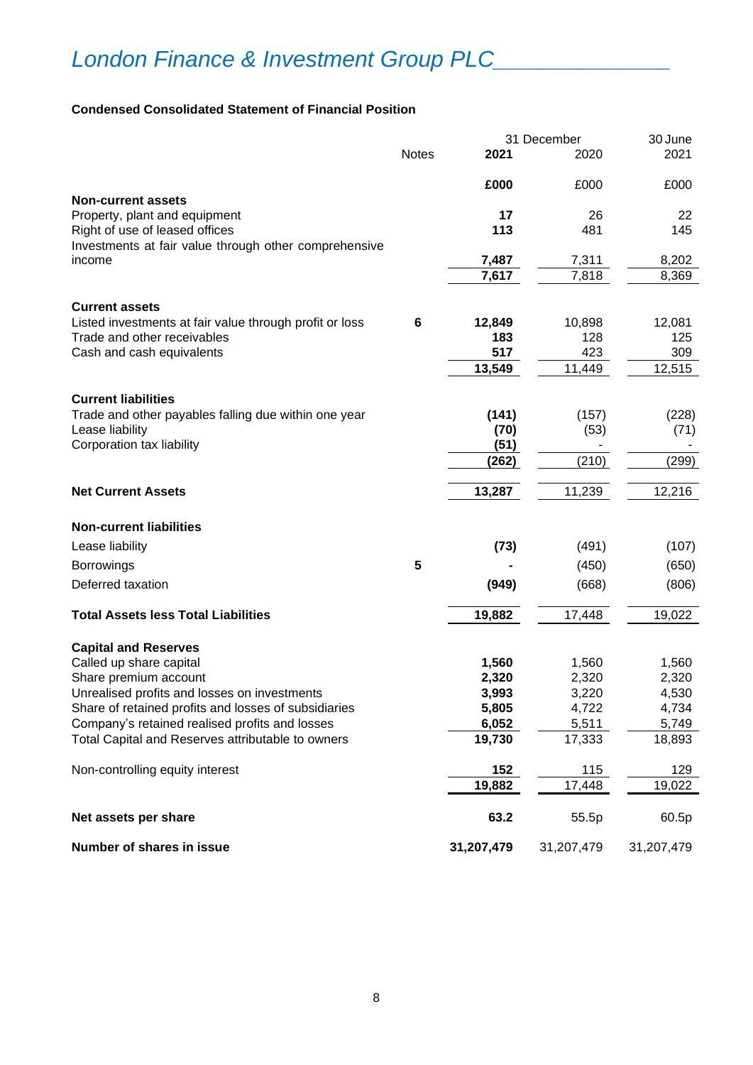# London Finance & Investment Group PLC

**Condensed Consolidated Statement of Financial Position**

| | Notes | 31 December **2021** | 31 December 2020 | 30 June 2021 |
|---|---|---|---|---|
| | | **£000** | £000 | £000 |
| **Non-current assets** | | | | |
| Property, plant and equipment | | **17** | 26 | 22 |
| Right of use of leased offices | | **113** | 481 | 145 |
| Investments at fair value through other comprehensive income | | **7,487** | 7,311 | 8,202 |
| | | **7,617** | 7,818 | 8,369 |
| **Current assets** | | | | |
| Listed investments at fair value through profit or loss | 6 | **12,849** | 10,898 | 12,081 |
| Trade and other receivables | | **183** | 128 | 125 |
| Cash and cash equivalents | | **517** | 423 | 309 |
| | | **13,549** | 11,449 | 12,515 |
| **Current liabilities** | | | | |
| Trade and other payables falling due within one year | | **(141)** | (157) | (228) |
| Lease liability | | **(70)** | (53) | (71) |
| Corporation tax liability | | **(51)** | - | - |
| | | **(262)** | (210) | (299) |
| **Net Current Assets** | | **13,287** | 11,239 | 12,216 |
| **Non-current liabilities** | | | | |
| Lease liability | | **(73)** | (491) | (107) |
| Borrowings | 5 | **-** | (450) | (650) |
| Deferred taxation | | **(949)** | (668) | (806) |
| **Total Assets less Total Liabilities** | | **19,882** | 17,448 | 19,022 |
| **Capital and Reserves** | | | | |
| Called up share capital | | **1,560** | 1,560 | 1,560 |
| Share premium account | | **2,320** | 2,320 | 2,320 |
| Unrealised profits and losses on investments | | **3,993** | 3,220 | 4,530 |
| Share of retained profits and losses of subsidiaries | | **5,805** | 4,722 | 4,734 |
| Company's retained realised profits and losses | | **6,052** | 5,511 | 5,749 |
| Total Capital and Reserves attributable to owners | | **19,730** | 17,333 | 18,893 |
| Non-controlling equity interest | | **152** | 115 | 129 |
| | | **19,882** | 17,448 | 19,022 |
| **Net assets per share** | | **63.2** | 55.5p | 60.5p |
| **Number of shares in issue** | | **31,207,479** | 31,207,479 | 31,207,479 |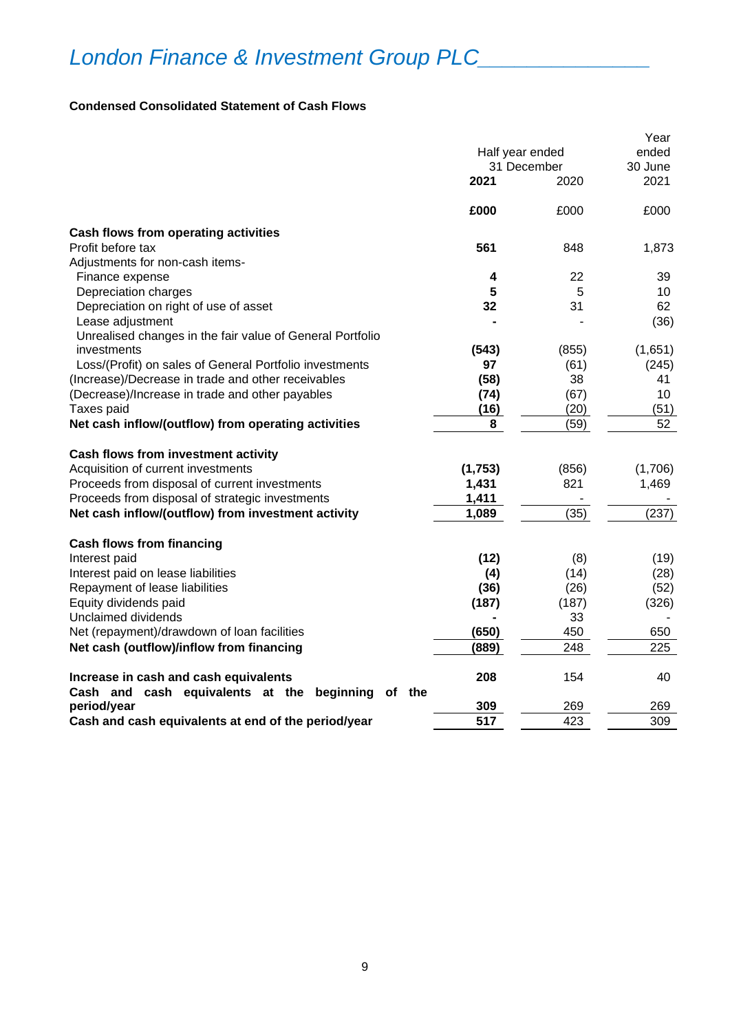# London Finance & Investment Group PLC

## Condensed Consolidated Statement of Cash Flows

| | Half year ended 31 December 2021 | Half year ended 31 December 2020 | Year ended 30 June 2021 |
|---|---|---|---|
| | **£000** | £000 | £000 |
| **Cash flows from operating activities** | | | |
| Profit before tax | **561** | 848 | 1,873 |
| Adjustments for non-cash items- | | | |
| Finance expense | **4** | 22 | 39 |
| Depreciation charges | **5** | 5 | 10 |
| Depreciation on right of use of asset | **32** | 31 | 62 |
| Lease adjustment | **-** | - | (36) |
| Unrealised changes in the fair value of General Portfolio investments | **(543)** | (855) | (1,651) |
| Loss/(Profit) on sales of General Portfolio investments | **97** | (61) | (245) |
| (Increase)/Decrease in trade and other receivables | **(58)** | 38 | 41 |
| (Decrease)/Increase in trade and other payables | **(74)** | (67) | 10 |
| Taxes paid | **(16)** | (20) | (51) |
| **Net cash inflow/(outflow) from operating activities** | **8** | (59) | 52 |
| **Cash flows from investment activity** | | | |
| Acquisition of current investments | **(1,753)** | (856) | (1,706) |
| Proceeds from disposal of current investments | **1,431** | 821 | 1,469 |
| Proceeds from disposal of strategic investments | **1,411** | - | - |
| **Net cash inflow/(outflow) from investment activity** | **1,089** | (35) | (237) |
| **Cash flows from financing** | | | |
| Interest paid | **(12)** | (8) | (19) |
| Interest paid on lease liabilities | **(4)** | (14) | (28) |
| Repayment of lease liabilities | **(36)** | (26) | (52) |
| Equity dividends paid | **(187)** | (187) | (326) |
| Unclaimed dividends | **-** | 33 | - |
| Net (repayment)/drawdown of loan facilities | **(650)** | 450 | 650 |
| **Net cash (outflow)/inflow from financing** | **(889)** | 248 | 225 |
| **Increase in cash and cash equivalents** | **208** | 154 | 40 |
| **Cash and cash equivalents at the beginning of the period/year** | **309** | 269 | 269 |
| **Cash and cash equivalents at end of the period/year** | **517** | 423 | 309 |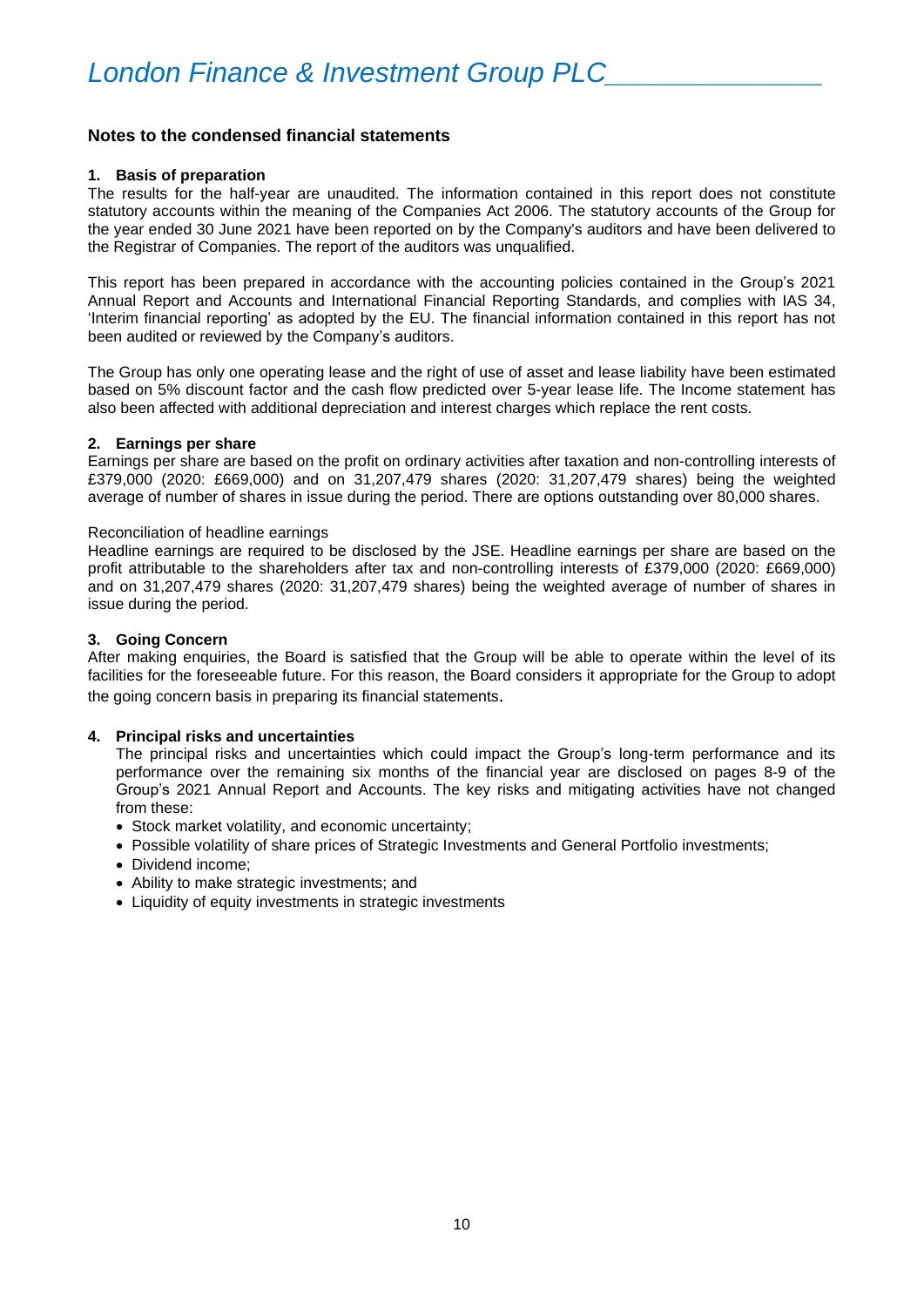## Notes to the condensed financial statements

### 1. Basis of preparation

The results for the half-year are unaudited. The information contained in this report does not constitute statutory accounts within the meaning of the Companies Act 2006. The statutory accounts of the Group for the year ended 30 June 2021 have been reported on by the Company's auditors and have been delivered to the Registrar of Companies. The report of the auditors was unqualified.

This report has been prepared in accordance with the accounting policies contained in the Group's 2021 Annual Report and Accounts and International Financial Reporting Standards, and complies with IAS 34, 'Interim financial reporting' as adopted by the EU. The financial information contained in this report has not been audited or reviewed by the Company's auditors.

The Group has only one operating lease and the right of use of asset and lease liability have been estimated based on 5% discount factor and the cash flow predicted over 5-year lease life. The Income statement has also been affected with additional depreciation and interest charges which replace the rent costs.

### 2. Earnings per share

Earnings per share are based on the profit on ordinary activities after taxation and non-controlling interests of £379,000 (2020: £669,000) and on 31,207,479 shares (2020: 31,207,479 shares) being the weighted average of number of shares in issue during the period. There are options outstanding over 80,000 shares.

Reconciliation of headline earnings

Headline earnings are required to be disclosed by the JSE. Headline earnings per share are based on the profit attributable to the shareholders after tax and non-controlling interests of £379,000 (2020: £669,000) and on 31,207,479 shares (2020: 31,207,479 shares) being the weighted average of number of shares in issue during the period.

### 3. Going Concern

After making enquiries, the Board is satisfied that the Group will be able to operate within the level of its facilities for the foreseeable future. For this reason, the Board considers it appropriate for the Group to adopt the going concern basis in preparing its financial statements.

### 4. Principal risks and uncertainties

The principal risks and uncertainties which could impact the Group's long-term performance and its performance over the remaining six months of the financial year are disclosed on pages 8-9 of the Group's 2021 Annual Report and Accounts. The key risks and mitigating activities have not changed from these:

- Stock market volatility, and economic uncertainty;
- Possible volatility of share prices of Strategic Investments and General Portfolio investments;
- Dividend income;
- Ability to make strategic investments; and
- Liquidity of equity investments in strategic investments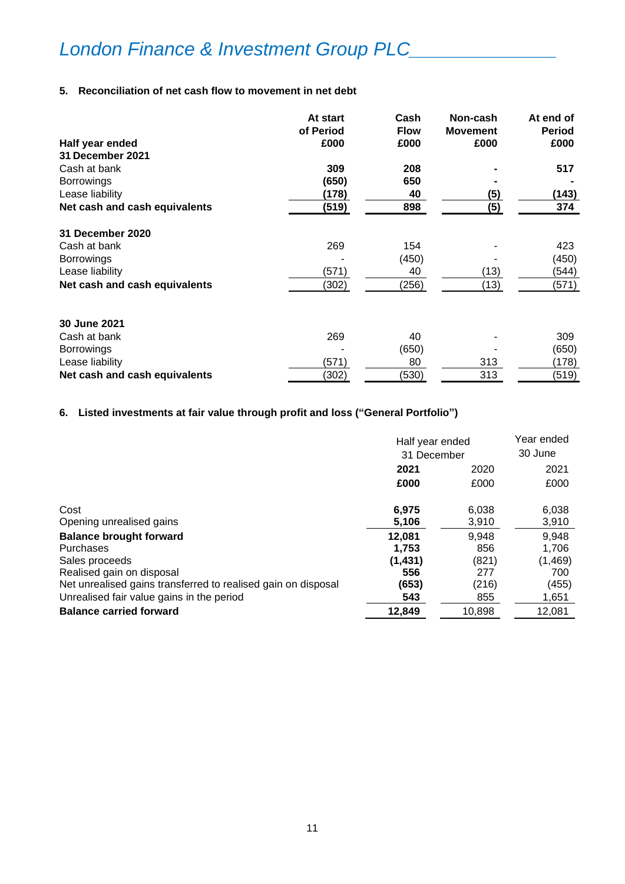## 5. Reconciliation of net cash flow to movement in net debt

| Half year ended | At start of Period £000 | Cash Flow £000 | Non-cash Movement £000 | At end of Period £000 |
|---|---|---|---|---|
| **31 December 2021** | | | | |
| Cash at bank | **309** | **208** | **-** | **517** |
| Borrowings | **(650)** | **650** | **-** | **-** |
| Lease liability | **(178)** | **40** | **(5)** | **(143)** |
| **Net cash and cash equivalents** | **(519)** | **898** | **(5)** | **374** |
| **31 December 2020** | | | | |
| Cash at bank | 269 | 154 | - | 423 |
| Borrowings | - | (450) | - | (450) |
| Lease liability | (571) | 40 | (13) | (544) |
| **Net cash and cash equivalents** | (302) | (256) | (13) | (571) |
| **30 June 2021** | | | | |
| Cash at bank | 269 | 40 | - | 309 |
| Borrowings | - | (650) | - | (650) |
| Lease liability | (571) | 80 | 313 | (178) |
| **Net cash and cash equivalents** | (302) | (530) | 313 | (519) |

## 6. Listed investments at fair value through profit and loss ("General Portfolio")

| | Half year ended 31 December | | Year ended 30 June |
|---|---|---|---|
| | **2021** | 2020 | 2021 |
| | **£000** | £000 | £000 |
| Cost | **6,975** | 6,038 | 6,038 |
| Opening unrealised gains | **5,106** | 3,910 | 3,910 |
| **Balance brought forward** | **12,081** | 9,948 | 9,948 |
| Purchases | **1,753** | 856 | 1,706 |
| Sales proceeds | **(1,431)** | (821) | (1,469) |
| Realised gain on disposal | **556** | 277 | 700 |
| Net unrealised gains transferred to realised gain on disposal | **(653)** | (216) | (455) |
| Unrealised fair value gains in the period | **543** | 855 | 1,651 |
| **Balance carried forward** | **12,849** | 10,898 | 12,081 |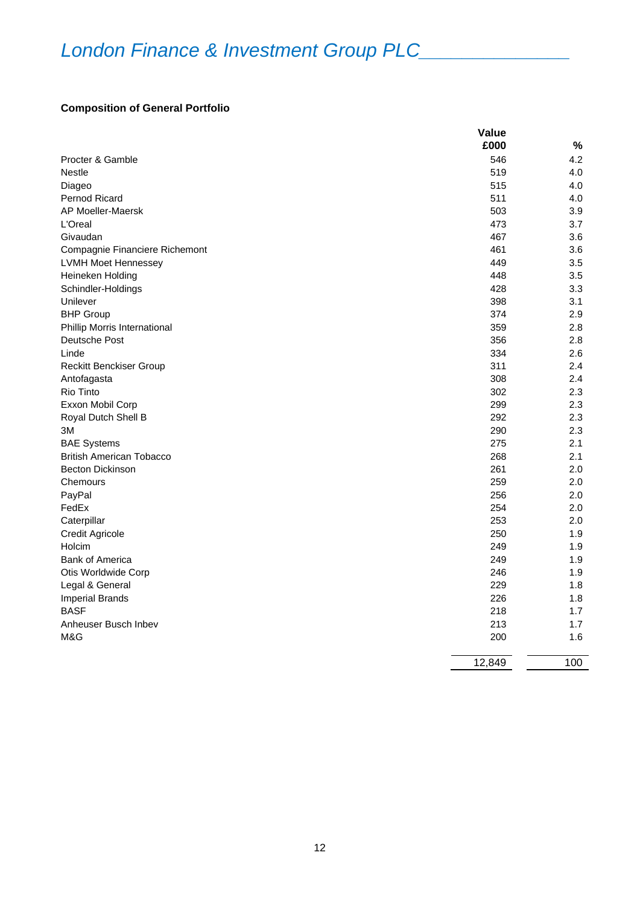**Composition of General Portfolio**

| | Value £000 | % |
|---|---|---|
| Procter & Gamble | 546 | 4.2 |
| Nestle | 519 | 4.0 |
| Diageo | 515 | 4.0 |
| Pernod Ricard | 511 | 4.0 |
| AP Moeller-Maersk | 503 | 3.9 |
| L'Oreal | 473 | 3.7 |
| Givaudan | 467 | 3.6 |
| Compagnie Financiere Richemont | 461 | 3.6 |
| LVMH Moet Hennessey | 449 | 3.5 |
| Heineken Holding | 448 | 3.5 |
| Schindler-Holdings | 428 | 3.3 |
| Unilever | 398 | 3.1 |
| BHP Group | 374 | 2.9 |
| Phillip Morris International | 359 | 2.8 |
| Deutsche Post | 356 | 2.8 |
| Linde | 334 | 2.6 |
| Reckitt Benckiser Group | 311 | 2.4 |
| Antofagasta | 308 | 2.4 |
| Rio Tinto | 302 | 2.3 |
| Exxon Mobil Corp | 299 | 2.3 |
| Royal Dutch Shell B | 292 | 2.3 |
| 3M | 290 | 2.3 |
| BAE Systems | 275 | 2.1 |
| British American Tobacco | 268 | 2.1 |
| Becton Dickinson | 261 | 2.0 |
| Chemours | 259 | 2.0 |
| PayPal | 256 | 2.0 |
| FedEx | 254 | 2.0 |
| Caterpillar | 253 | 2.0 |
| Credit Agricole | 250 | 1.9 |
| Holcim | 249 | 1.9 |
| Bank of America | 249 | 1.9 |
| Otis Worldwide Corp | 246 | 1.9 |
| Legal & General | 229 | 1.8 |
| Imperial Brands | 226 | 1.8 |
| BASF | 218 | 1.7 |
| Anheuser Busch Inbev | 213 | 1.7 |
| M&G | 200 | 1.6 |
| | 12,849 | 100 |